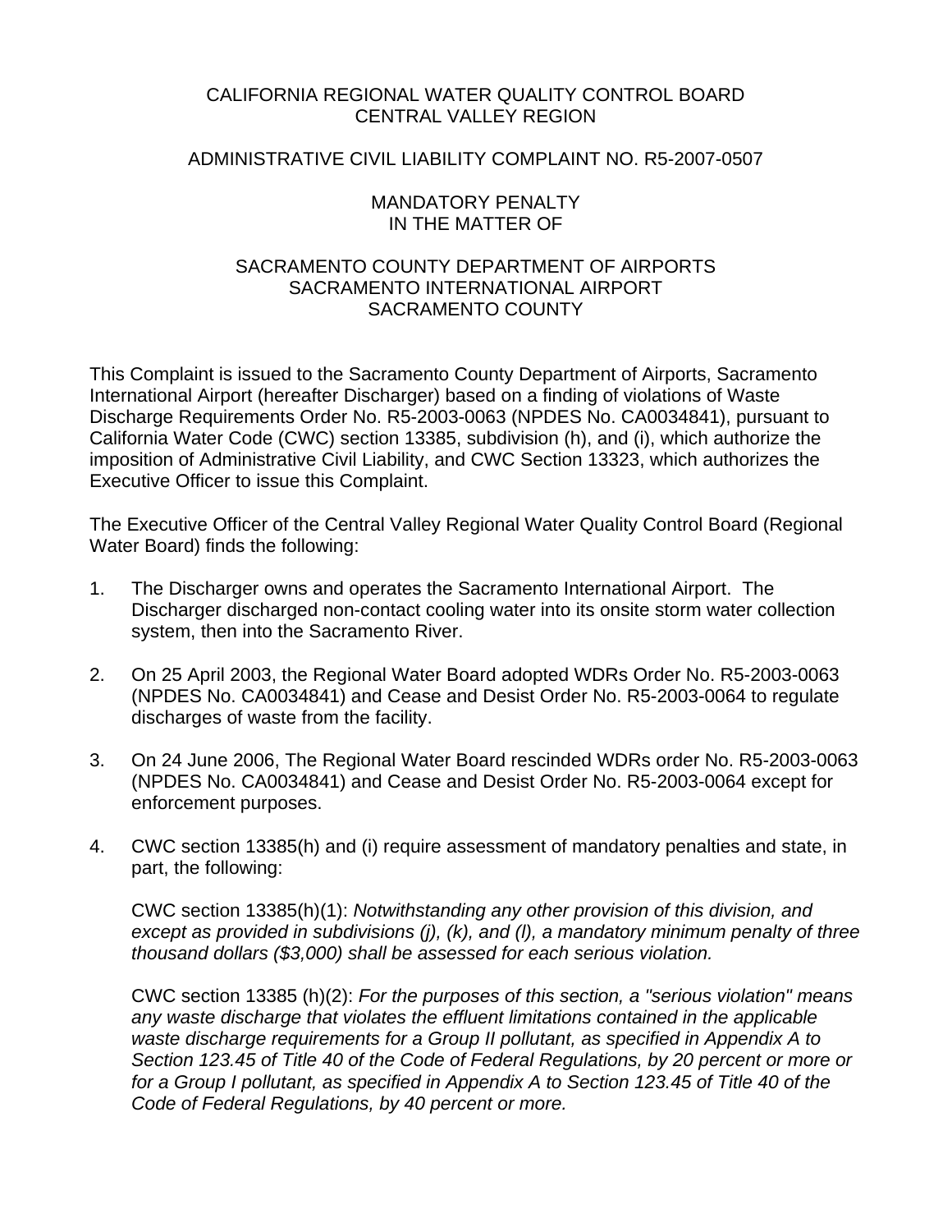CALIFORNIA REGIONAL WATER QUALITY CONTROL BOARD
CENTRAL VALLEY REGION

ADMINISTRATIVE CIVIL LIABILITY COMPLAINT NO. R5-2007-0507

MANDATORY PENALTY
IN THE MATTER OF

SACRAMENTO COUNTY DEPARTMENT OF AIRPORTS
SACRAMENTO INTERNATIONAL AIRPORT
SACRAMENTO COUNTY

This Complaint is issued to the Sacramento County Department of Airports, Sacramento International Airport (hereafter Discharger) based on a finding of violations of Waste Discharge Requirements Order No. R5-2003-0063 (NPDES No. CA0034841), pursuant to California Water Code (CWC) section 13385, subdivision (h), and (i), which authorize the imposition of Administrative Civil Liability, and CWC Section 13323, which authorizes the Executive Officer to issue this Complaint.

The Executive Officer of the Central Valley Regional Water Quality Control Board (Regional Water Board) finds the following:

1. The Discharger owns and operates the Sacramento International Airport. The Discharger discharged non-contact cooling water into its onsite storm water collection system, then into the Sacramento River.

2. On 25 April 2003, the Regional Water Board adopted WDRs Order No. R5-2003-0063 (NPDES No. CA0034841) and Cease and Desist Order No. R5-2003-0064 to regulate discharges of waste from the facility.

3. On 24 June 2006, The Regional Water Board rescinded WDRs order No. R5-2003-0063 (NPDES No. CA0034841) and Cease and Desist Order No. R5-2003-0064 except for enforcement purposes.

4. CWC section 13385(h) and (i) require assessment of mandatory penalties and state, in part, the following:

   CWC section 13385(h)(1): *Notwithstanding any other provision of this division, and except as provided in subdivisions (j), (k), and (l), a mandatory minimum penalty of three thousand dollars ($3,000) shall be assessed for each serious violation.*

   CWC section 13385 (h)(2): *For the purposes of this section, a "serious violation" means any waste discharge that violates the effluent limitations contained in the applicable waste discharge requirements for a Group II pollutant, as specified in Appendix A to Section 123.45 of Title 40 of the Code of Federal Regulations, by 20 percent or more or for a Group I pollutant, as specified in Appendix A to Section 123.45 of Title 40 of the Code of Federal Regulations, by 40 percent or more.*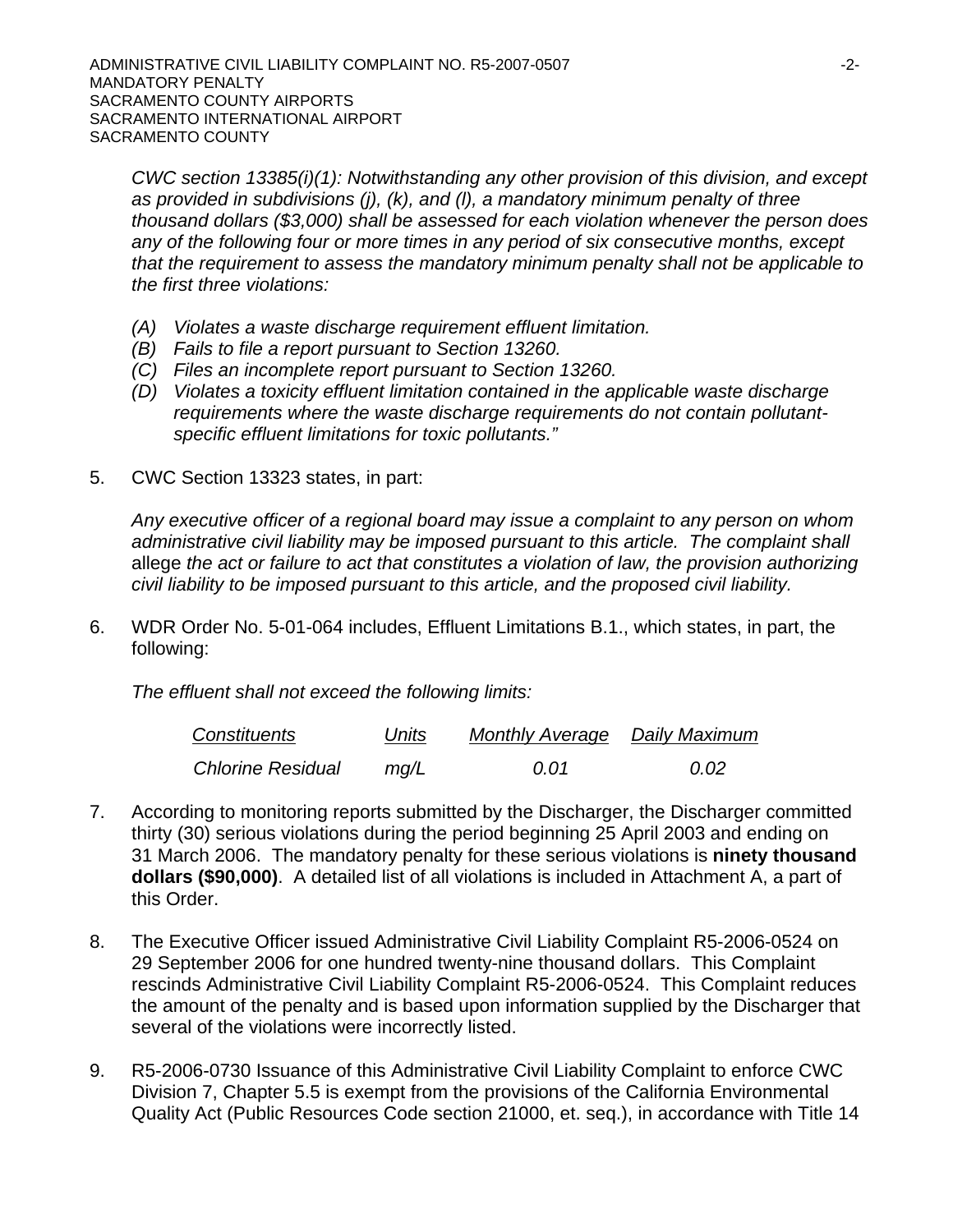*CWC section 13385(i)(1): Notwithstanding any other provision of this division, and except as provided in subdivisions (j), (k), and (l), a mandatory minimum penalty of three thousand dollars ($3,000) shall be assessed for each violation whenever the person does any of the following four or more times in any period of six consecutive months, except that the requirement to assess the mandatory minimum penalty shall not be applicable to the first three violations:*

- *(A) Violates a waste discharge requirement effluent limitation.*
- *(B) Fails to file a report pursuant to Section 13260.*
- *(C) Files an incomplete report pursuant to Section 13260.*
- *(D) Violates a toxicity effluent limitation contained in the applicable waste discharge requirements where the waste discharge requirements do not contain pollutant-specific effluent limitations for toxic pollutants."*

5. CWC Section 13323 states, in part:

   *Any executive officer of a regional board may issue a complaint to any person on whom administrative civil liability may be imposed pursuant to this article. The complaint shall* allege *the act or failure to act that constitutes a violation of law, the provision authorizing civil liability to be imposed pursuant to this article, and the proposed civil liability.*

6. WDR Order No. 5-01-064 includes, Effluent Limitations B.1., which states, in part, the following:

   *The effluent shall not exceed the following limits:*

| *Constituents* | *Units* | *Monthly Average* | *Daily Maximum* |
|---|---|---|---|
| *Chlorine Residual* | *mg/L* | *0.01* | *0.02* |

7. According to monitoring reports submitted by the Discharger, the Discharger committed thirty (30) serious violations during the period beginning 25 April 2003 and ending on 31 March 2006. The mandatory penalty for these serious violations is **ninety thousand dollars ($90,000)**. A detailed list of all violations is included in Attachment A, a part of this Order.

8. The Executive Officer issued Administrative Civil Liability Complaint R5-2006-0524 on 29 September 2006 for one hundred twenty-nine thousand dollars. This Complaint rescinds Administrative Civil Liability Complaint R5-2006-0524. This Complaint reduces the amount of the penalty and is based upon information supplied by the Discharger that several of the violations were incorrectly listed.

9. R5-2006-0730 Issuance of this Administrative Civil Liability Complaint to enforce CWC Division 7, Chapter 5.5 is exempt from the provisions of the California Environmental Quality Act (Public Resources Code section 21000, et. seq.), in accordance with Title 14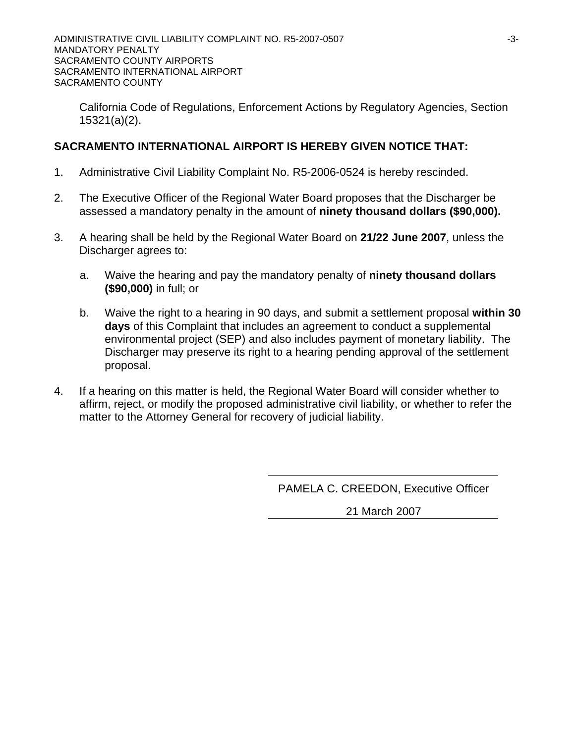California Code of Regulations, Enforcement Actions by Regulatory Agencies, Section 15321(a)(2).

**SACRAMENTO INTERNATIONAL AIRPORT IS HEREBY GIVEN NOTICE THAT:**

1. Administrative Civil Liability Complaint No. R5-2006-0524 is hereby rescinded.

2. The Executive Officer of the Regional Water Board proposes that the Discharger be assessed a mandatory penalty in the amount of **ninety thousand dollars ($90,000).**

3. A hearing shall be held by the Regional Water Board on **21/22 June 2007**, unless the Discharger agrees to:

   a. Waive the hearing and pay the mandatory penalty of **ninety thousand dollars ($90,000)** in full; or

   b. Waive the right to a hearing in 90 days, and submit a settlement proposal **within 30 days** of this Complaint that includes an agreement to conduct a supplemental environmental project (SEP) and also includes payment of monetary liability. The Discharger may preserve its right to a hearing pending approval of the settlement proposal.

4. If a hearing on this matter is held, the Regional Water Board will consider whether to affirm, reject, or modify the proposed administrative civil liability, or whether to refer the matter to the Attorney General for recovery of judicial liability.

PAMELA C. CREEDON, Executive Officer

21 March 2007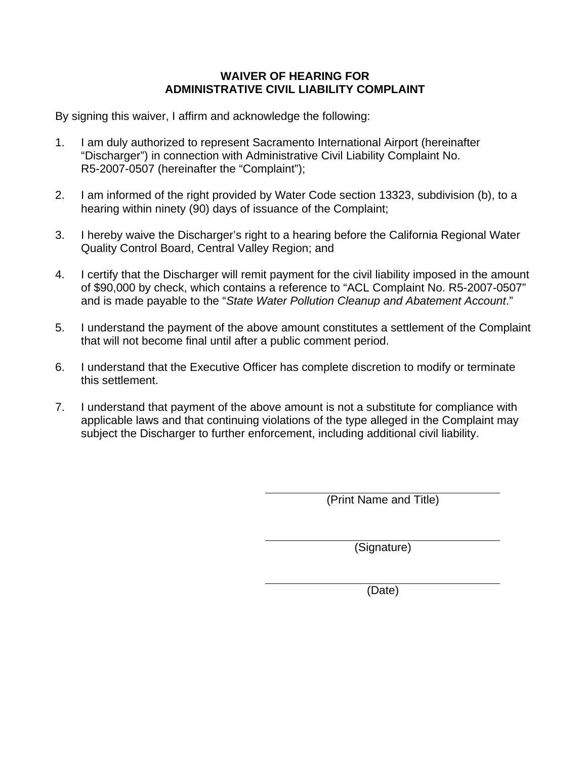**WAIVER OF HEARING FOR**
**ADMINISTRATIVE CIVIL LIABILITY COMPLAINT**

By signing this waiver, I affirm and acknowledge the following:

1. I am duly authorized to represent Sacramento International Airport (hereinafter "Discharger") in connection with Administrative Civil Liability Complaint No. R5-2007-0507 (hereinafter the "Complaint");

2. I am informed of the right provided by Water Code section 13323, subdivision (b), to a hearing within ninety (90) days of issuance of the Complaint;

3. I hereby waive the Discharger's right to a hearing before the California Regional Water Quality Control Board, Central Valley Region; and

4. I certify that the Discharger will remit payment for the civil liability imposed in the amount of $90,000 by check, which contains a reference to "ACL Complaint No. R5-2007-0507" and is made payable to the "*State Water Pollution Cleanup and Abatement Account*."

5. I understand the payment of the above amount constitutes a settlement of the Complaint that will not become final until after a public comment period.

6. I understand that the Executive Officer has complete discretion to modify or terminate this settlement.

7. I understand that payment of the above amount is not a substitute for compliance with applicable laws and that continuing violations of the type alleged in the Complaint may subject the Discharger to further enforcement, including additional civil liability.

\_\_\_\_\_\_\_\_\_\_\_\_\_\_\_\_\_\_\_\_\_\_\_\_\_\_\_\_\_\_\_\_\_\_\_\_\_\_\_\_
(Print Name and Title)

\_\_\_\_\_\_\_\_\_\_\_\_\_\_\_\_\_\_\_\_\_\_\_\_\_\_\_\_\_\_\_\_\_\_\_\_\_\_\_\_
(Signature)

\_\_\_\_\_\_\_\_\_\_\_\_\_\_\_\_\_\_\_\_\_\_\_\_\_\_\_\_\_\_\_\_\_\_\_\_\_\_\_\_
(Date)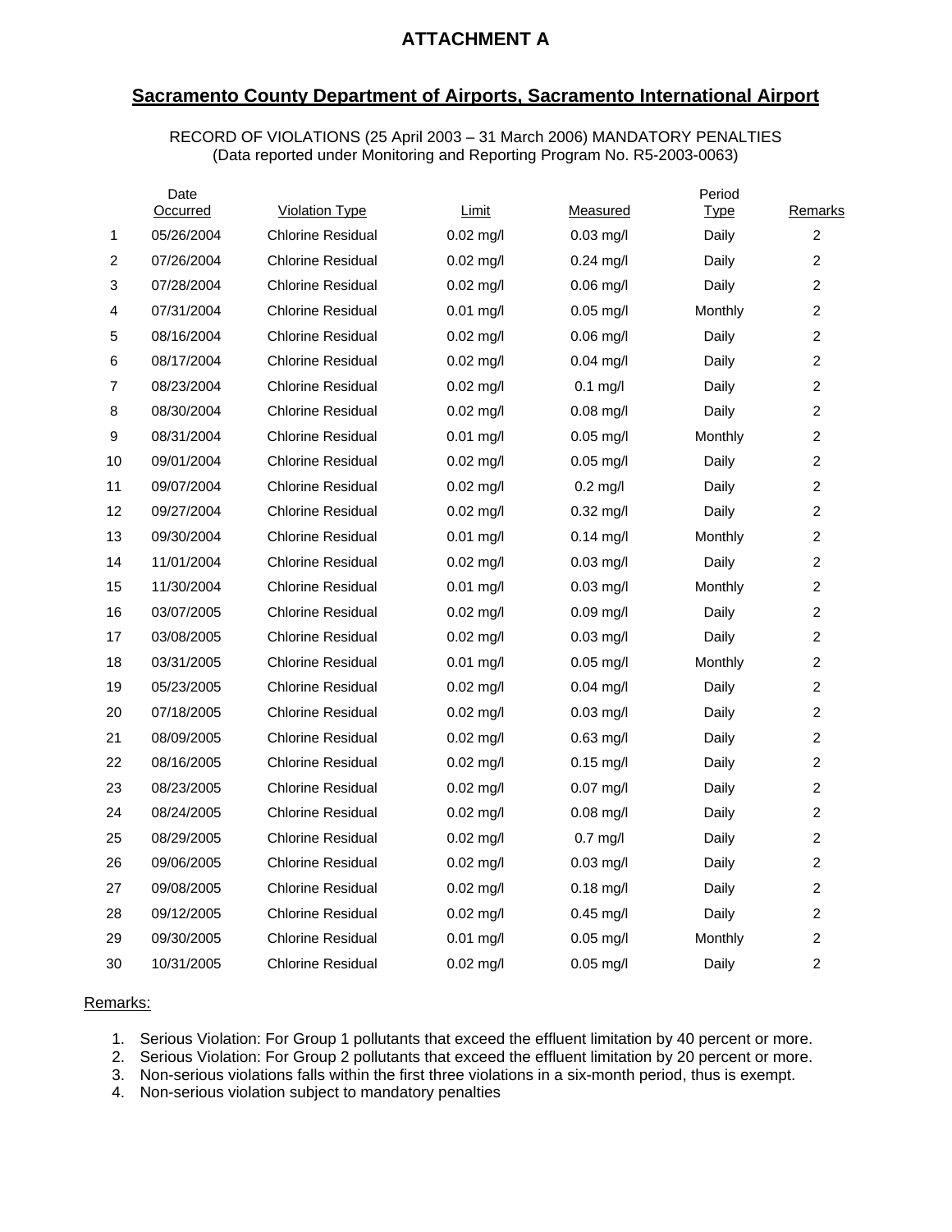# ATTACHMENT A

## Sacramento County Department of Airports, Sacramento International Airport

RECORD OF VIOLATIONS (25 April 2003 – 31 March 2006) MANDATORY PENALTIES
(Data reported under Monitoring and Reporting Program No. R5-2003-0063)

| | Date Occurred | Violation Type | Limit | Measured | Period Type | Remarks |
|---|---|---|---|---|---|---|
| 1 | 05/26/2004 | Chlorine Residual | 0.02 mg/l | 0.03 mg/l | Daily | 2 |
| 2 | 07/26/2004 | Chlorine Residual | 0.02 mg/l | 0.24 mg/l | Daily | 2 |
| 3 | 07/28/2004 | Chlorine Residual | 0.02 mg/l | 0.06 mg/l | Daily | 2 |
| 4 | 07/31/2004 | Chlorine Residual | 0.01 mg/l | 0.05 mg/l | Monthly | 2 |
| 5 | 08/16/2004 | Chlorine Residual | 0.02 mg/l | 0.06 mg/l | Daily | 2 |
| 6 | 08/17/2004 | Chlorine Residual | 0.02 mg/l | 0.04 mg/l | Daily | 2 |
| 7 | 08/23/2004 | Chlorine Residual | 0.02 mg/l | 0.1 mg/l | Daily | 2 |
| 8 | 08/30/2004 | Chlorine Residual | 0.02 mg/l | 0.08 mg/l | Daily | 2 |
| 9 | 08/31/2004 | Chlorine Residual | 0.01 mg/l | 0.05 mg/l | Monthly | 2 |
| 10 | 09/01/2004 | Chlorine Residual | 0.02 mg/l | 0.05 mg/l | Daily | 2 |
| 11 | 09/07/2004 | Chlorine Residual | 0.02 mg/l | 0.2 mg/l | Daily | 2 |
| 12 | 09/27/2004 | Chlorine Residual | 0.02 mg/l | 0.32 mg/l | Daily | 2 |
| 13 | 09/30/2004 | Chlorine Residual | 0.01 mg/l | 0.14 mg/l | Monthly | 2 |
| 14 | 11/01/2004 | Chlorine Residual | 0.02 mg/l | 0.03 mg/l | Daily | 2 |
| 15 | 11/30/2004 | Chlorine Residual | 0.01 mg/l | 0.03 mg/l | Monthly | 2 |
| 16 | 03/07/2005 | Chlorine Residual | 0.02 mg/l | 0.09 mg/l | Daily | 2 |
| 17 | 03/08/2005 | Chlorine Residual | 0.02 mg/l | 0.03 mg/l | Daily | 2 |
| 18 | 03/31/2005 | Chlorine Residual | 0.01 mg/l | 0.05 mg/l | Monthly | 2 |
| 19 | 05/23/2005 | Chlorine Residual | 0.02 mg/l | 0.04 mg/l | Daily | 2 |
| 20 | 07/18/2005 | Chlorine Residual | 0.02 mg/l | 0.03 mg/l | Daily | 2 |
| 21 | 08/09/2005 | Chlorine Residual | 0.02 mg/l | 0.63 mg/l | Daily | 2 |
| 22 | 08/16/2005 | Chlorine Residual | 0.02 mg/l | 0.15 mg/l | Daily | 2 |
| 23 | 08/23/2005 | Chlorine Residual | 0.02 mg/l | 0.07 mg/l | Daily | 2 |
| 24 | 08/24/2005 | Chlorine Residual | 0.02 mg/l | 0.08 mg/l | Daily | 2 |
| 25 | 08/29/2005 | Chlorine Residual | 0.02 mg/l | 0.7 mg/l | Daily | 2 |
| 26 | 09/06/2005 | Chlorine Residual | 0.02 mg/l | 0.03 mg/l | Daily | 2 |
| 27 | 09/08/2005 | Chlorine Residual | 0.02 mg/l | 0.18 mg/l | Daily | 2 |
| 28 | 09/12/2005 | Chlorine Residual | 0.02 mg/l | 0.45 mg/l | Daily | 2 |
| 29 | 09/30/2005 | Chlorine Residual | 0.01 mg/l | 0.05 mg/l | Monthly | 2 |
| 30 | 10/31/2005 | Chlorine Residual | 0.02 mg/l | 0.05 mg/l | Daily | 2 |

Remarks:

1. Serious Violation: For Group 1 pollutants that exceed the effluent limitation by 40 percent or more.
2. Serious Violation: For Group 2 pollutants that exceed the effluent limitation by 20 percent or more.
3. Non-serious violations falls within the first three violations in a six-month period, thus is exempt.
4. Non-serious violation subject to mandatory penalties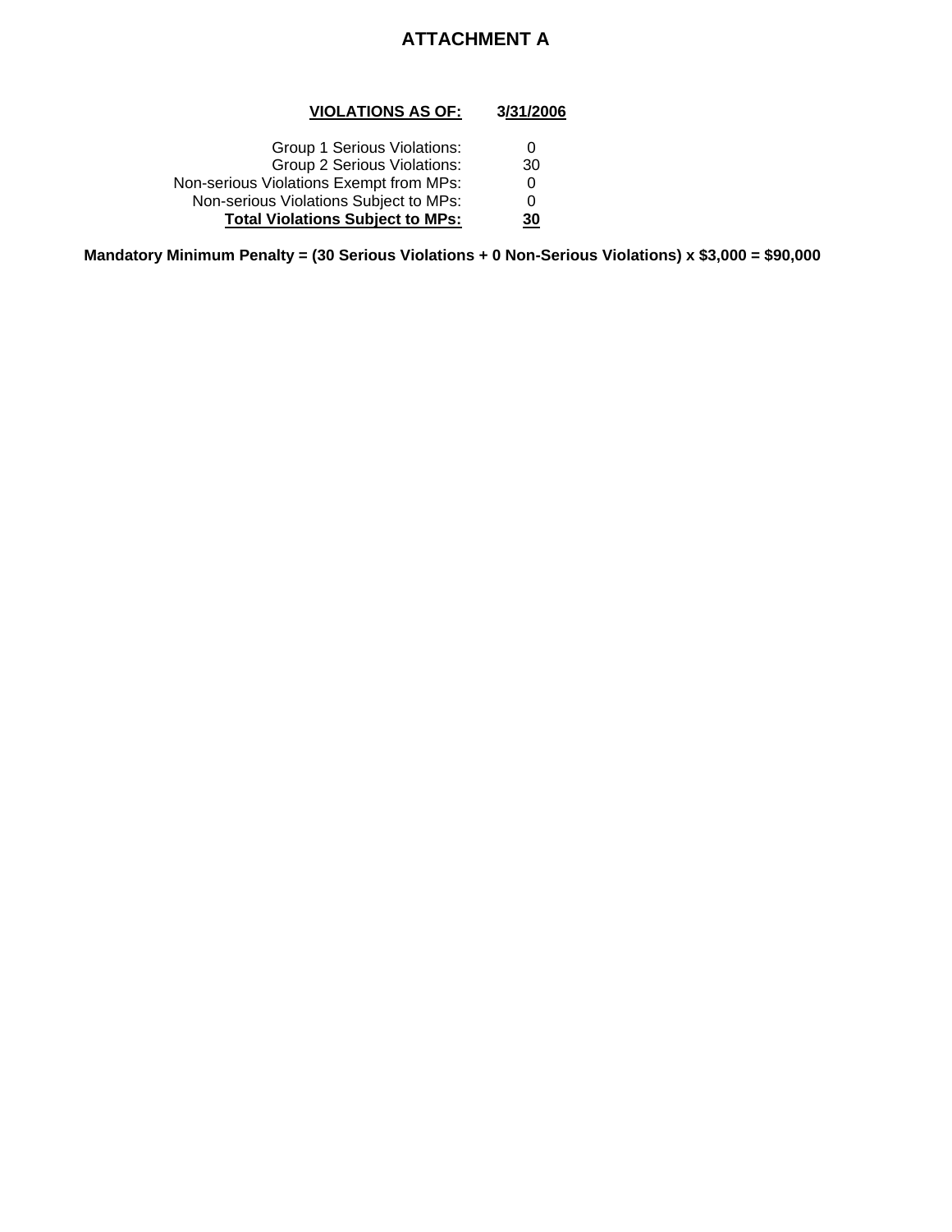# ATTACHMENT A

| | |
|---|---|
| **VIOLATIONS AS OF:** | **3/31/2006** |
| Group 1 Serious Violations: | 0 |
| Group 2 Serious Violations: | 30 |
| Non-serious Violations Exempt from MPs: | 0 |
| Non-serious Violations Subject to MPs: | 0 |
| **Total Violations Subject to MPs:** | **30** |

**Mandatory Minimum Penalty = (30 Serious Violations + 0 Non-Serious Violations) x $3,000 = $90,000**